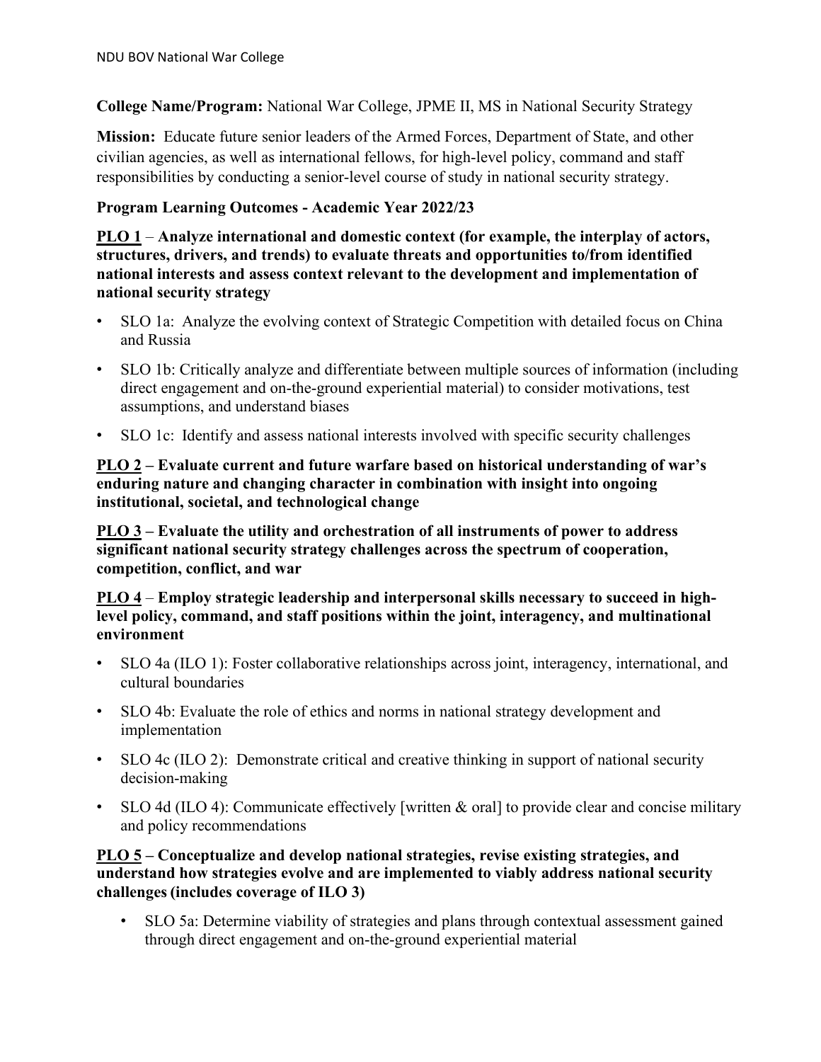**College Name/Program:** National War College, JPME II, MS in National Security Strategy

**Mission:** Educate future senior leaders of the Armed Forces, Department of State, and other civilian agencies, as well as international fellows, for high-level policy, command and staff responsibilities by conducting a senior-level course of study in national security strategy.

**Program Learning Outcomes - Academic Year 2022/23**

**PLO 1 – Analyze international and domestic context (for example, the interplay of actors, structures, drivers, and trends) to evaluate threats and opportunities to/from identified national interests and assess context relevant to the development and implementation of national security strategy**

- SLO 1a: Analyze the evolving context of Strategic Competition with detailed focus on China and Russia
- SLO 1b: Critically analyze and differentiate between multiple sources of information (including direct engagement and on-the-ground experiential material) to consider motivations, test assumptions, and understand biases
- SLO 1c: Identify and assess national interests involved with specific security challenges

**PLO 2 – Evaluate current and future warfare based on historical understanding of war's enduring nature and changing character in combination with insight into ongoing institutional, societal, and technological change**

**PLO 3 – Evaluate the utility and orchestration of all instruments of power to address significant national security strategy challenges across the spectrum of cooperation, competition, conflict, and war**

**PLO 4 – Employ strategic leadership and interpersonal skills necessary to succeed in high-level policy, command, and staff positions within the joint, interagency, and multinational environment**

- SLO 4a (ILO 1): Foster collaborative relationships across joint, interagency, international, and cultural boundaries
- SLO 4b: Evaluate the role of ethics and norms in national strategy development and implementation
- SLO 4c (ILO 2): Demonstrate critical and creative thinking in support of national security decision-making
- SLO 4d (ILO 4): Communicate effectively [written & oral] to provide clear and concise military and policy recommendations

**PLO 5 – Conceptualize and develop national strategies, revise existing strategies, and understand how strategies evolve and are implemented to viably address national security challenges (includes coverage of ILO 3)**

- SLO 5a: Determine viability of strategies and plans through contextual assessment gained through direct engagement and on-the-ground experiential material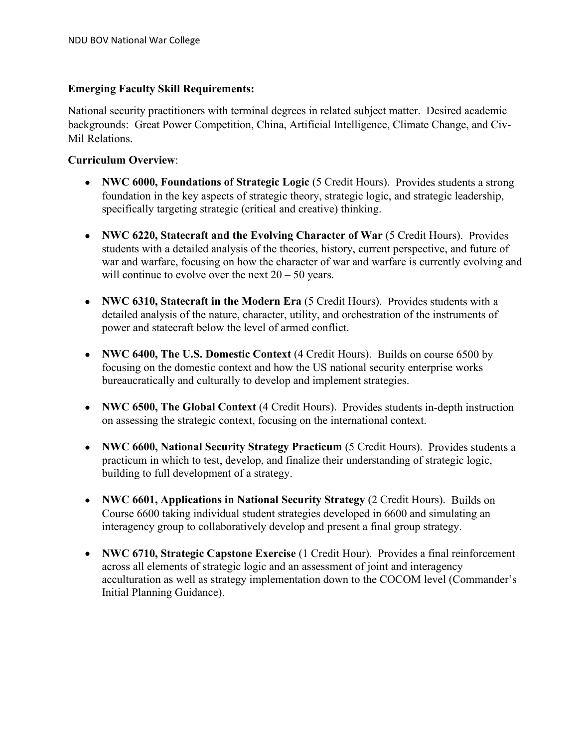**Emerging Faculty Skill Requirements:**

National security practitioners with terminal degrees in related subject matter. Desired academic backgrounds: Great Power Competition, China, Artificial Intelligence, Climate Change, and Civ-Mil Relations.

**Curriculum Overview**:

- **NWC 6000, Foundations of Strategic Logic** (5 Credit Hours). Provides students a strong foundation in the key aspects of strategic theory, strategic logic, and strategic leadership, specifically targeting strategic (critical and creative) thinking.

- **NWC 6220, Statecraft and the Evolving Character of War** (5 Credit Hours). Provides students with a detailed analysis of the theories, history, current perspective, and future of war and warfare, focusing on how the character of war and warfare is currently evolving and will continue to evolve over the next 20 – 50 years.

- **NWC 6310, Statecraft in the Modern Era** (5 Credit Hours). Provides students with a detailed analysis of the nature, character, utility, and orchestration of the instruments of power and statecraft below the level of armed conflict.

- **NWC 6400, The U.S. Domestic Context** (4 Credit Hours). Builds on course 6500 by focusing on the domestic context and how the US national security enterprise works bureaucratically and culturally to develop and implement strategies.

- **NWC 6500, The Global Context** (4 Credit Hours). Provides students in-depth instruction on assessing the strategic context, focusing on the international context.

- **NWC 6600, National Security Strategy Practicum** (5 Credit Hours). Provides students a practicum in which to test, develop, and finalize their understanding of strategic logic, building to full development of a strategy.

- **NWC 6601, Applications in National Security Strategy** (2 Credit Hours). Builds on Course 6600 taking individual student strategies developed in 6600 and simulating an interagency group to collaboratively develop and present a final group strategy.

- **NWC 6710, Strategic Capstone Exercise** (1 Credit Hour). Provides a final reinforcement across all elements of strategic logic and an assessment of joint and interagency acculturation as well as strategy implementation down to the COCOM level (Commander's Initial Planning Guidance).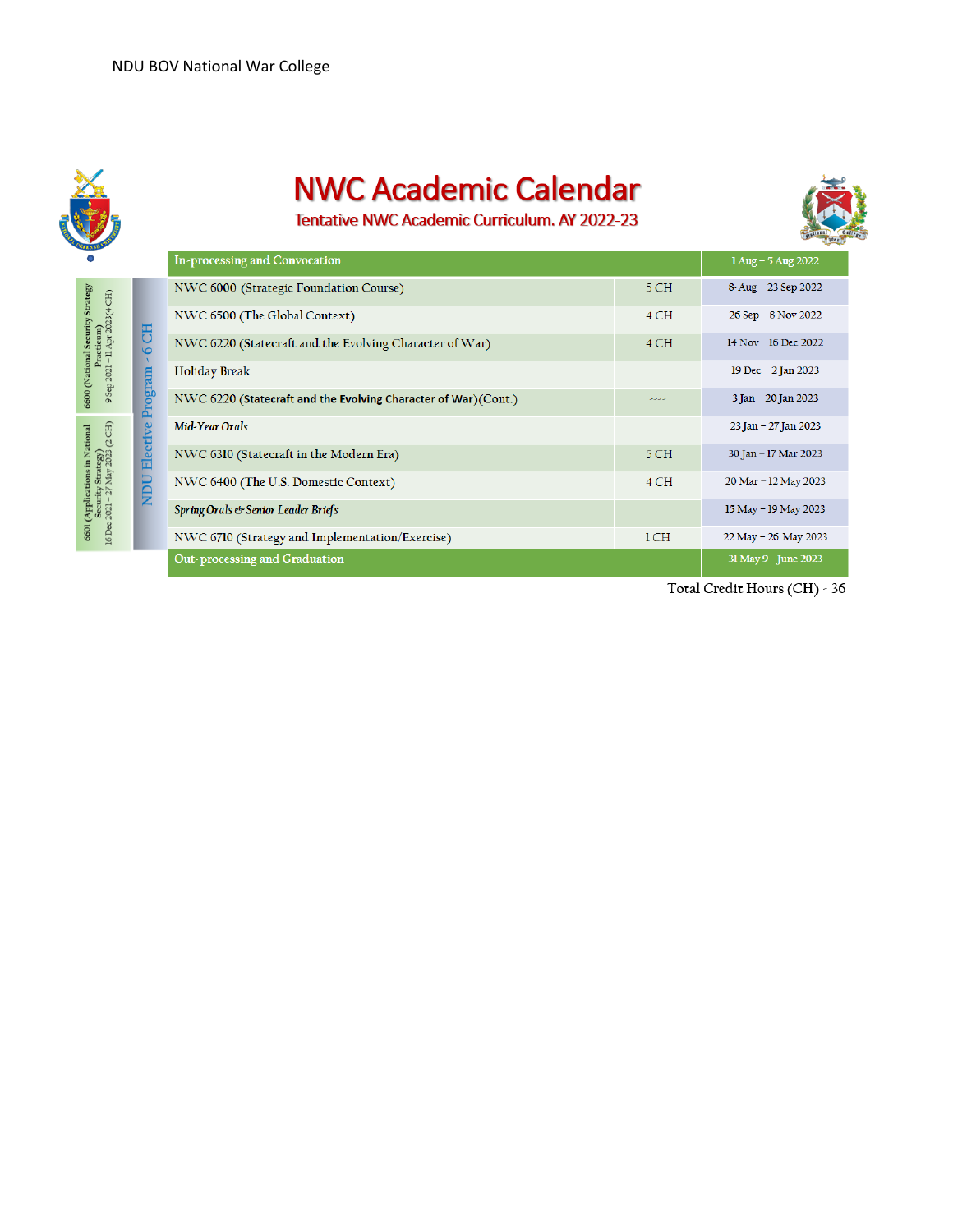# NWC Academic Calendar

## Tentative NWC Academic Curriculum. AY 2022-23

| | | | | |
|---|---|---|---|---|
| | | In-processing and Convocation | | 1 Aug – 5 Aug 2022 |
| 6600 (National Security Strategy Practicum) 9 Sep 2021 – 11 Apr 2023 (4 CH) | NDU Elective Program - 6 CH | NWC 6000 (Strategic Foundation Course) | 5 CH | 8-Aug – 23 Sep 2022 |
| | | NWC 6500 (The Global Context) | 4 CH | 26 Sep – 8 Nov 2022 |
| | | NWC 6220 (Statecraft and the Evolving Character of War) | 4 CH | 14 Nov – 16 Dec 2022 |
| | | Holiday Break | | 19 Dec – 2 Jan 2023 |
| | | NWC 6220 (**Statecraft and the Evolving Character of War**)(Cont.) | ---- | 3 Jan – 20 Jan 2023 |
| 6601 (Applications in National Security Strategy) 16 Dec 2021 – 27 May 2023 (2 CH) | | *Mid-Year Orals* | | 23 Jan – 27 Jan 2023 |
| | | NWC 6310 (Statecraft in the Modern Era) | 5 CH | 30 Jan – 17 Mar 2023 |
| | | NWC 6400 (The U.S. Domestic Context) | 4 CH | 20 Mar – 12 May 2023 |
| | | *Spring Orals & Senior Leader Briefs* | | 15 May – 19 May 2023 |
| | | NWC 6710 (Strategy and Implementation/Exercise) | 1 CH | 22 May – 26 May 2023 |
| | | Out-processing and Graduation | | 31 May 9 - June 2023 |

Total Credit Hours (CH) - 36